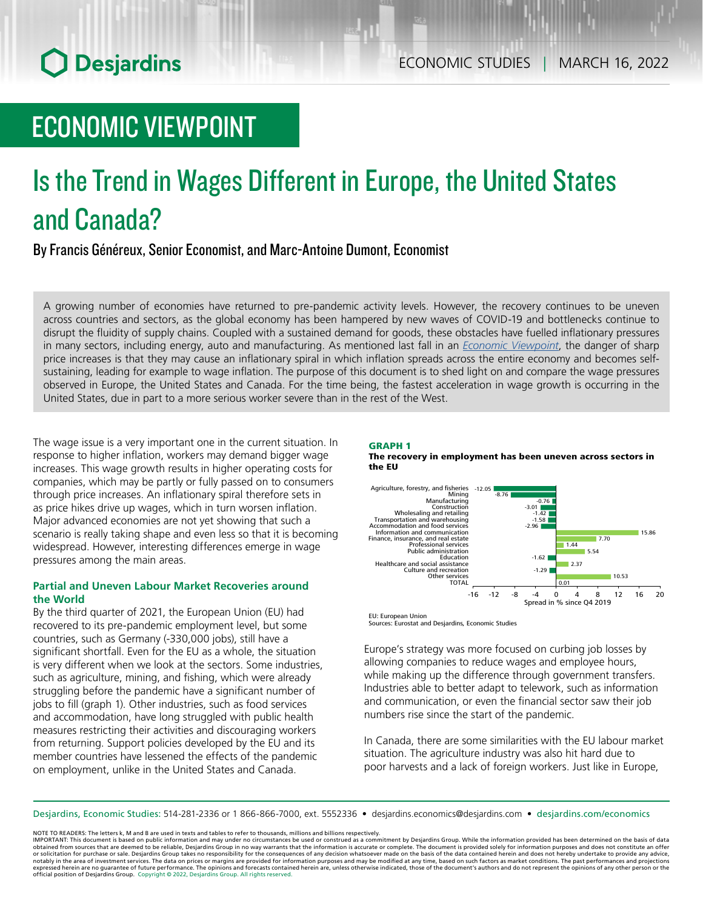ECONOMIC STUDIES | MARCH 16, 2022

# ECONOMIC VIEWPOINT

# Is the Trend in Wages Different in Europe, the United States and Canada?

By Francis Généreux, Senior Economist, and Marc-Antoine Dumont, Economist

A growing number of economies have returned to pre-pandemic activity levels. However, the recovery continues to be uneven across countries and sectors, as the global economy has been hampered by new waves of COVID-19 and bottlenecks continue to disrupt the fluidity of supply chains. Coupled with a sustained demand for goods, these obstacles have fuelled inflationary pressures in many sectors, including energy, auto and manufacturing. As mentioned last fall in an *Economic Viewpoint*, the danger of sharp price increases is that they may cause an inflationary spiral in which inflation spreads across the entire economy and becomes self-sustaining, leading for example to wage inflation. The purpose of this document is to shed light on and compare the wage pressures observed in Europe, the United States and Canada. For the time being, the fastest acceleration in wage growth is occurring in the United States, due in part to a more serious worker severe than in the rest of the West.

The wage issue is a very important one in the current situation. In response to higher inflation, workers may demand bigger wage increases. This wage growth results in higher operating costs for companies, which may be partly or fully passed on to consumers through price increases. An inflationary spiral therefore sets in as price hikes drive up wages, which in turn worsen inflation. Major advanced economies are not yet showing that such a scenario is really taking shape and even less so that it is becoming widespread. However, interesting differences emerge in wage pressures among the main areas.

### Partial and Uneven Labour Market Recoveries around the World

By the third quarter of 2021, the European Union (EU) had recovered to its pre-pandemic employment level, but some countries, such as Germany (-330,000 jobs), still have a significant shortfall. Even for the EU as a whole, the situation is very different when we look at the sectors. Some industries, such as agriculture, mining, and fishing, which were already struggling before the pandemic have a significant number of jobs to fill (graph 1). Other industries, such as food services and accommodation, have long struggled with public health measures restricting their activities and discouraging workers from returning. Support policies developed by the EU and its member countries have lessened the effects of the pandemic on employment, unlike in the United States and Canada.

**GRAPH 1**
**The recovery in employment has been uneven across sectors in the EU**

| Sector | Spread in % since Q4 2019 |
|---|---|
| Agriculture, forestry, and fisheries | -12.05 |
| Mining | -8.76 |
| Manufacturing | -0.76 |
| Construction | -3.01 |
| Wholesaling and retailing | -1.42 |
| Transportation and warehousing | -1.58 |
| Accommodation and food services | -2.96 |
| Information and communication | 15.86 |
| Finance, insurance, and real estate | 7.70 |
| Professional services | 1.44 |
| Public administration | 5.54 |
| Education | -1.62 |
| Healthcare and social assistance | 2.37 |
| Culture and recreation | -1.29 |
| Other services | 10.53 |
| TOTAL | 0.01 |

EU: European Union
Sources: Eurostat and Desjardins, Economic Studies

Europe's strategy was more focused on curbing job losses by allowing companies to reduce wages and employee hours, while making up the difference through government transfers. Industries able to better adapt to telework, such as information and communication, or even the financial sector saw their job numbers rise since the start of the pandemic.

In Canada, there are some similarities with the EU labour market situation. The agriculture industry was also hit hard due to poor harvests and a lack of foreign workers. Just like in Europe,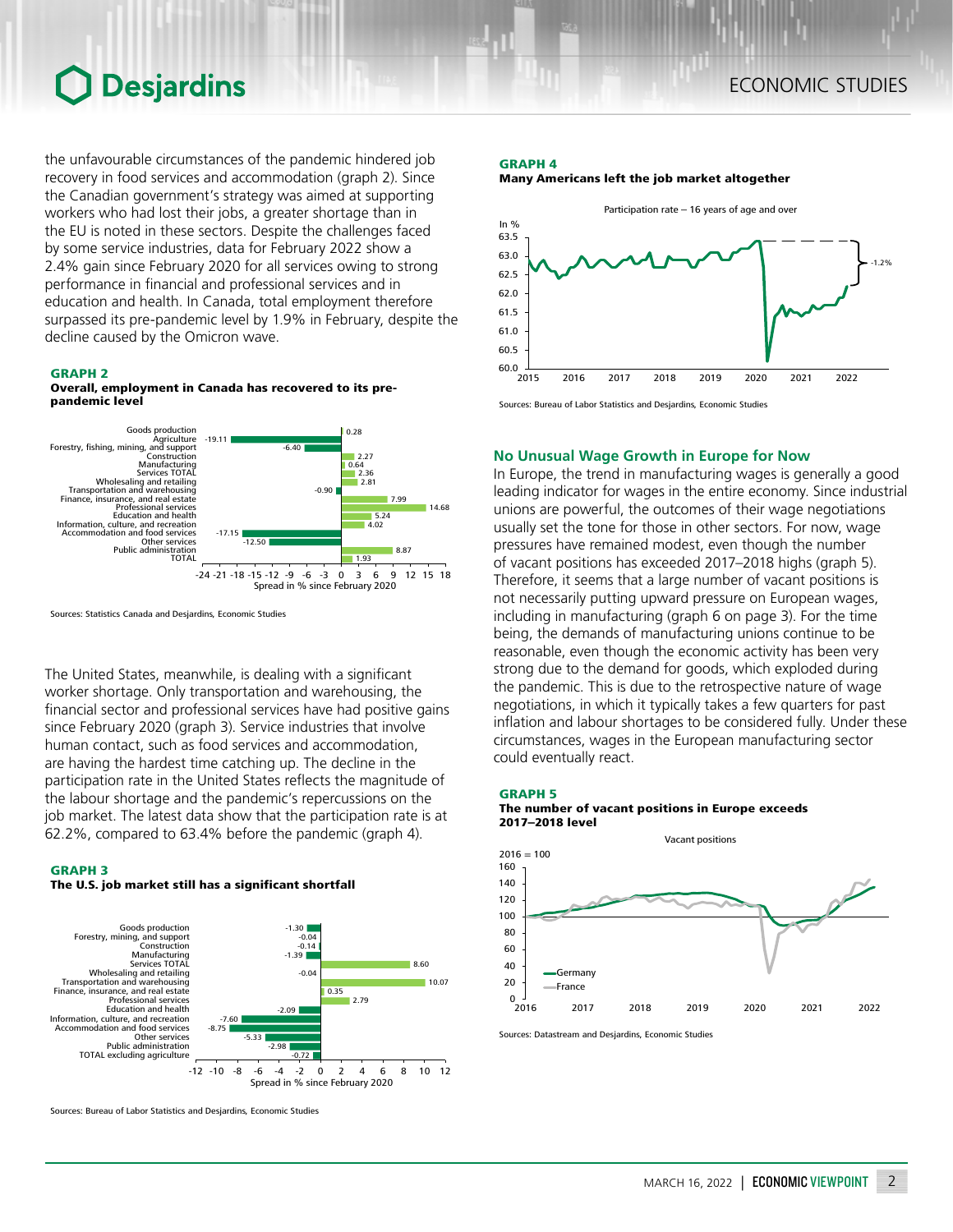the unfavourable circumstances of the pandemic hindered job recovery in food services and accommodation (graph 2). Since the Canadian government's strategy was aimed at supporting workers who had lost their jobs, a greater shortage than in the EU is noted in these sectors. Despite the challenges faced by some service industries, data for February 2022 show a 2.4% gain since February 2020 for all services owing to strong performance in financial and professional services and in education and health. In Canada, total employment therefore surpassed its pre-pandemic level by 1.9% in February, despite the decline caused by the Omicron wave.

**GRAPH 2**
**Overall, employment in Canada has recovered to its pre-pandemic level**

| Sector | Spread in % since February 2020 |
| --- | --- |
| Goods production | 0.28 |
| Agriculture | -19.11 |
| Forestry, fishing, mining, and support | -6.40 |
| Construction | 2.27 |
| Manufacturing | 0.64 |
| Services TOTAL | 2.36 |
| Wholesaling and retailing | 2.81 |
| Transportation and warehousing | -0.90 |
| Finance, insurance, and real estate | 7.99 |
| Professional services | 14.68 |
| Education and health | 5.24 |
| Information, culture, and recreation | 4.02 |
| Accommodation and food services | -17.15 |
| Other services | -12.50 |
| Public administration | 8.87 |
| TOTAL | 1.93 |

Sources: Statistics Canada and Desjardins, Economic Studies

The United States, meanwhile, is dealing with a significant worker shortage. Only transportation and warehousing, the financial sector and professional services have had positive gains since February 2020 (graph 3). Service industries that involve human contact, such as food services and accommodation, are having the hardest time catching up. The decline in the participation rate in the United States reflects the magnitude of the labour shortage and the pandemic's repercussions on the job market. The latest data show that the participation rate is at 62.2%, compared to 63.4% before the pandemic (graph 4).

**GRAPH 3**
**The U.S. job market still has a significant shortfall**

| Sector | Spread in % since February 2020 |
| --- | --- |
| Goods production | -1.30 |
| Forestry, mining, and support | -0.04 |
| Construction | -0.14 |
| Manufacturing | -1.39 |
| Services TOTAL | 8.60 |
| Wholesaling and retailing | -0.04 |
| Transportation and warehousing | 10.07 |
| Finance, insurance, and real estate | 0.35 |
| Professional services | 2.79 |
| Education and health | -2.09 |
| Information, culture, and recreation | -7.60 |
| Accommodation and food services | -8.75 |
| Other services | -5.33 |
| Public administration | -2.98 |
| TOTAL excluding agriculture | -0.72 |

Sources: Bureau of Labor Statistics and Desjardins, Economic Studies

**GRAPH 4**
**Many Americans left the job market altogether**

Participation rate – 16 years of age and over (In %), 2015–2022; annotation: -1.2%

Sources: Bureau of Labor Statistics and Desjardins, Economic Studies

## No Unusual Wage Growth in Europe for Now

In Europe, the trend in manufacturing wages is generally a good leading indicator for wages in the entire economy. Since industrial unions are powerful, the outcomes of their wage negotiations usually set the tone for those in other sectors. For now, wage pressures have remained modest, even though the number of vacant positions has exceeded 2017–2018 highs (graph 5). Therefore, it seems that a large number of vacant positions is not necessarily putting upward pressure on European wages, including in manufacturing (graph 6 on page 3). For the time being, the demands of manufacturing unions continue to be reasonable, even though the economic activity has been very strong due to the demand for goods, which exploded during the pandemic. This is due to the retrospective nature of wage negotiations, in which it typically takes a few quarters for past inflation and labour shortages to be considered fully. Under these circumstances, wages in the European manufacturing sector could eventually react.

**GRAPH 5**
**The number of vacant positions in Europe exceeds 2017–2018 level**

Vacant positions (2016 = 100), 2016–2022; Germany, France

Sources: Datastream and Desjardins, Economic Studies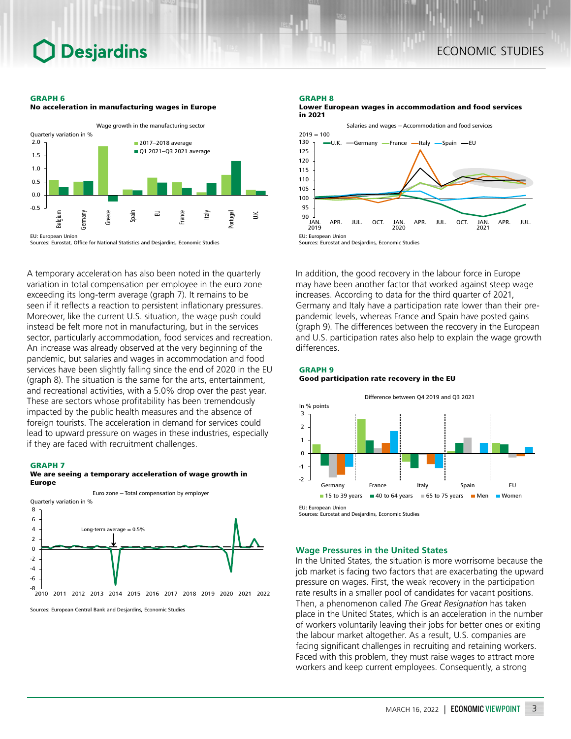**GRAPH 6**
**No acceleration in manufacturing wages in Europe**

EU: European Union
Sources: Eurostat, Office for National Statistics and Desjardins, Economic Studies

A temporary acceleration has also been noted in the quarterly variation in total compensation per employee in the euro zone exceeding its long-term average (graph 7). It remains to be seen if it reflects a reaction to persistent inflationary pressures. Moreover, like the current U.S. situation, the wage push could instead be felt more not in manufacturing, but in the services sector, particularly accommodation, food services and recreation. An increase was already observed at the very beginning of the pandemic, but salaries and wages in accommodation and food services have been slightly falling since the end of 2020 in the EU (graph 8). The situation is the same for the arts, entertainment, and recreational activities, with a 5.0% drop over the past year. These are sectors whose profitability has been tremendously impacted by the public health measures and the absence of foreign tourists. The acceleration in demand for services could lead to upward pressure on wages in these industries, especially if they are faced with recruitment challenges.

**GRAPH 7**
**We are seeing a temporary acceleration of wage growth in Europe**

Sources: European Central Bank and Desjardins, Economic Studies

**GRAPH 8**
**Lower European wages in accommodation and food services in 2021**

EU: European Union
Sources: Eurostat and Desjardins, Economic Studies

In addition, the good recovery in the labour force in Europe may have been another factor that worked against steep wage increases. According to data for the third quarter of 2021, Germany and Italy have a participation rate lower than their pre-pandemic levels, whereas France and Spain have posted gains (graph 9). The differences between the recovery in the European and U.S. participation rates also help to explain the wage growth differences.

**GRAPH 9**
**Good participation rate recovery in the EU**

EU: European Union
Sources: Eurostat and Desjardins, Economic Studies

## Wage Pressures in the United States

In the United States, the situation is more worrisome because the job market is facing two factors that are exacerbating the upward pressure on wages. First, the weak recovery in the participation rate results in a smaller pool of candidates for vacant positions. Then, a phenomenon called *The Great Resignation* has taken place in the United States, which is an acceleration in the number of workers voluntarily leaving their jobs for better ones or exiting the labour market altogether. As a result, U.S. companies are facing significant challenges in recruiting and retaining workers. Faced with this problem, they must raise wages to attract more workers and keep current employees. Consequently, a strong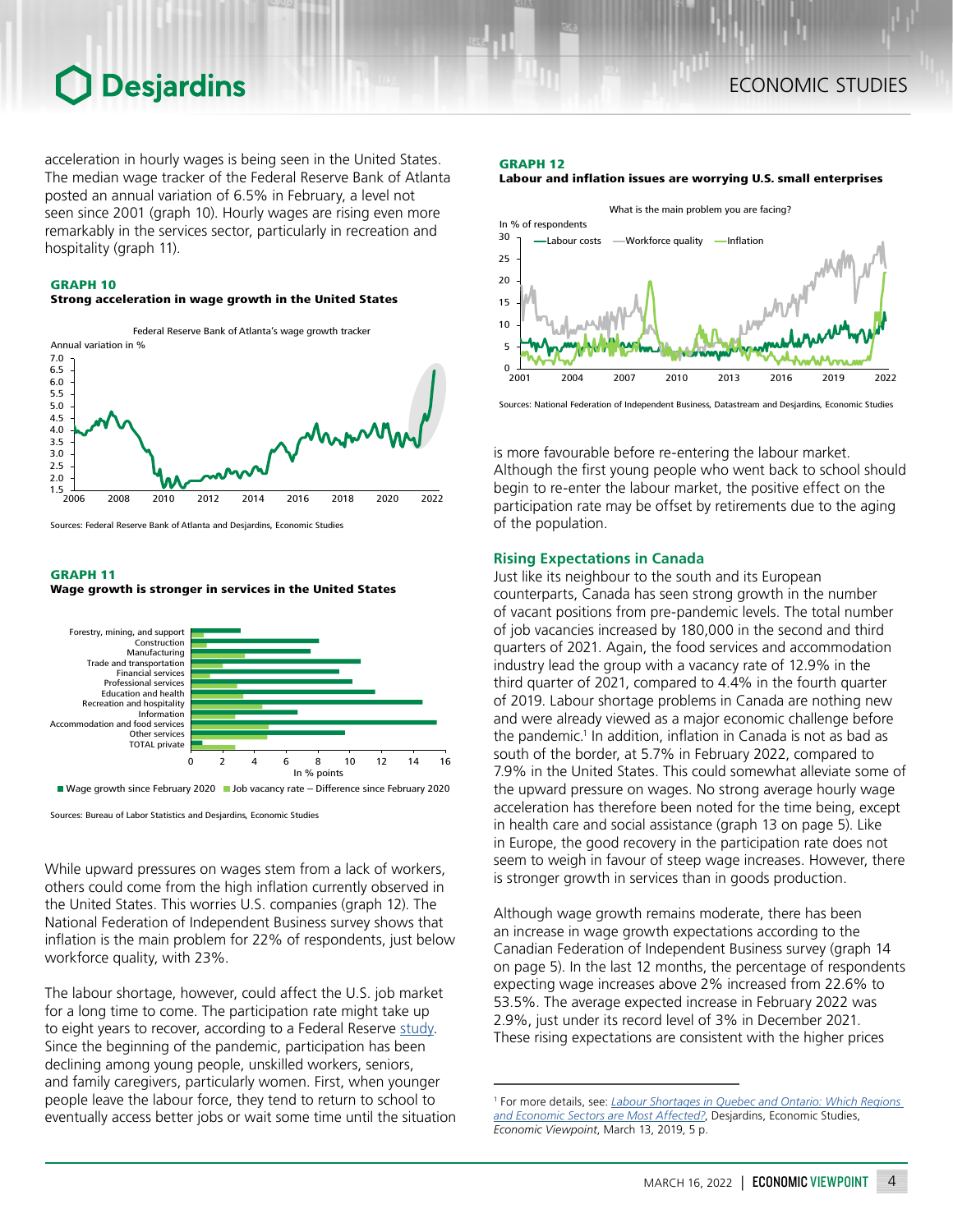acceleration in hourly wages is being seen in the United States. The median wage tracker of the Federal Reserve Bank of Atlanta posted an annual variation of 6.5% in February, a level not seen since 2001 (graph 10). Hourly wages are rising even more remarkably in the services sector, particularly in recreation and hospitality (graph 11).

**GRAPH 10**
**Strong acceleration in wage growth in the United States**

Sources: Federal Reserve Bank of Atlanta and Desjardins, Economic Studies

**GRAPH 11**
**Wage growth is stronger in services in the United States**

Sources: Bureau of Labor Statistics and Desjardins, Economic Studies

While upward pressures on wages stem from a lack of workers, others could come from the high inflation currently observed in the United States. This worries U.S. companies (graph 12). The National Federation of Independent Business survey shows that inflation is the main problem for 22% of respondents, just below workforce quality, with 23%.

The labour shortage, however, could affect the U.S. job market for a long time to come. The participation rate might take up to eight years to recover, according to a Federal Reserve study. Since the beginning of the pandemic, participation has been declining among young people, unskilled workers, seniors, and family caregivers, particularly women. First, when younger people leave the labour force, they tend to return to school to eventually access better jobs or wait some time until the situation is more favourable before re-entering the labour market. Although the first young people who went back to school should begin to re-enter the labour market, the positive effect on the participation rate may be offset by retirements due to the aging of the population.

**GRAPH 12**
**Labour and inflation issues are worrying U.S. small enterprises**

Sources: National Federation of Independent Business, Datastream and Desjardins, Economic Studies

## Rising Expectations in Canada

Just like its neighbour to the south and its European counterparts, Canada has seen strong growth in the number of vacant positions from pre-pandemic levels. The total number of job vacancies increased by 180,000 in the second and third quarters of 2021. Again, the food services and accommodation industry lead the group with a vacancy rate of 12.9% in the third quarter of 2021, compared to 4.4% in the fourth quarter of 2019. Labour shortage problems in Canada are nothing new and were already viewed as a major economic challenge before the pandemic.[1] In addition, inflation in Canada is not as bad as south of the border, at 5.7% in February 2022, compared to 7.9% in the United States. This could somewhat alleviate some of the upward pressure on wages. No strong average hourly wage acceleration has therefore been noted for the time being, except in health care and social assistance (graph 13 on page 5). Like in Europe, the good recovery in the participation rate does not seem to weigh in favour of steep wage increases. However, there is stronger growth in services than in goods production.

Although wage growth remains moderate, there has been an increase in wage growth expectations according to the Canadian Federation of Independent Business survey (graph 14 on page 5). In the last 12 months, the percentage of respondents expecting wage increases above 2% increased from 22.6% to 53.5%. The average expected increase in February 2022 was 2.9%, just under its record level of 3% in December 2021. These rising expectations are consistent with the higher prices

[1] For more details, see: *Labour Shortages in Quebec and Ontario: Which Regions and Economic Sectors are Most Affected?*, Desjardins, Economic Studies, *Economic Viewpoint*, March 13, 2019, 5 p.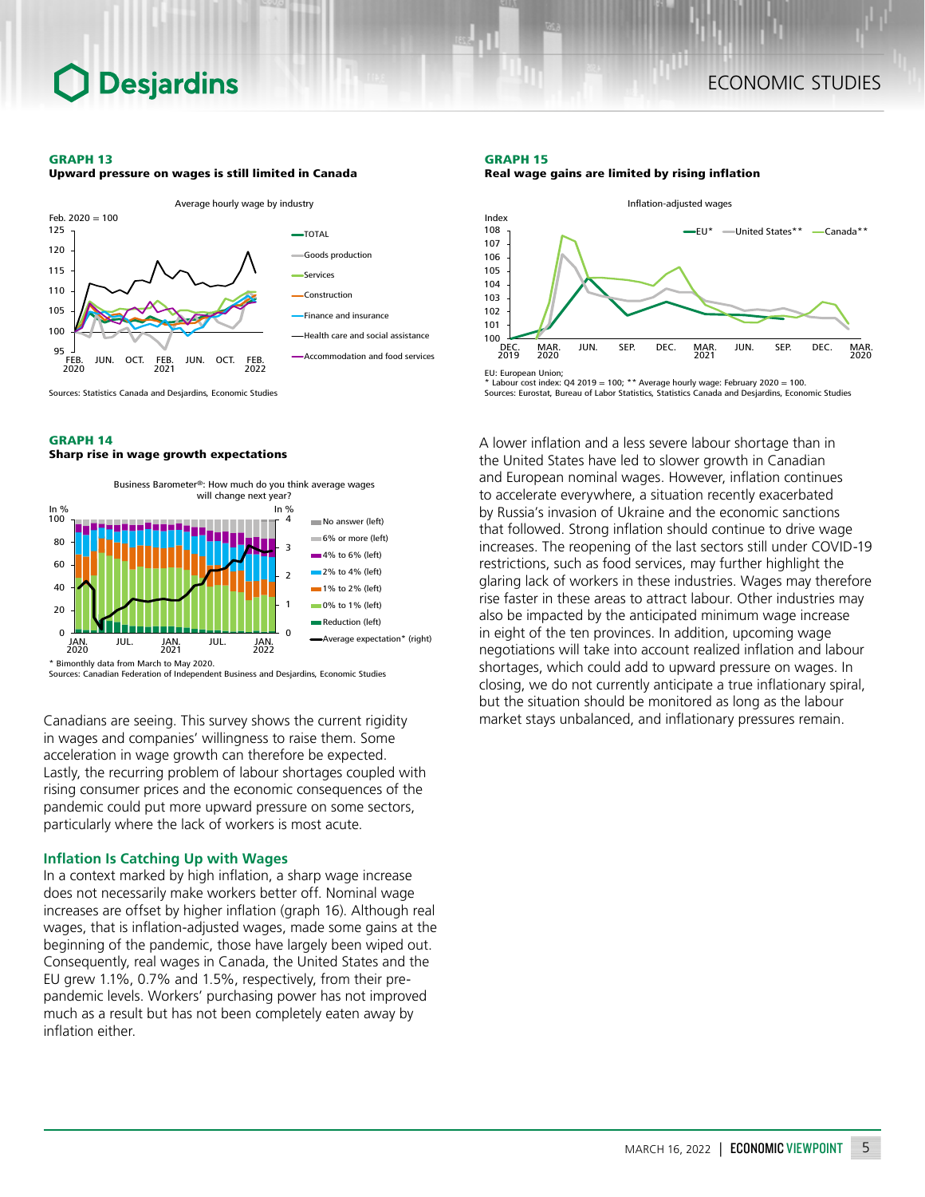**GRAPH 13**
**Upward pressure on wages is still limited in Canada**

Average hourly wage by industry

Feb. 2020 = 100

125
120
115
110
105
100
95

FEB. 2020, JUN., OCT., FEB. 2021, JUN., OCT., FEB. 2022

TOTAL
Goods production
Services
Construction
Finance and insurance
Health care and social assistance
Accommodation and food services

Sources: Statistics Canada and Desjardins, Economic Studies

**GRAPH 14**
**Sharp rise in wage growth expectations**

Business Barometer®: How much do you think average wages will change next year?

In % (left), In % (right)

100, 80, 60, 40, 20, 0
4, 3, 2, 1, 0

JAN. 2020, JUL., JAN. 2021, JUL., JAN. 2022

No answer (left)
6% or more (left)
4% to 6% (left)
2% to 4% (left)
1% to 2% (left)
0% to 1% (left)
Reduction (left)
Average expectation* (right)

* Bimonthly data from March to May 2020.
Sources: Canadian Federation of Independent Business and Desjardins, Economic Studies

Canadians are seeing. This survey shows the current rigidity in wages and companies' willingness to raise them. Some acceleration in wage growth can therefore be expected. Lastly, the recurring problem of labour shortages coupled with rising consumer prices and the economic consequences of the pandemic could put more upward pressure on some sectors, particularly where the lack of workers is most acute.

### Inflation Is Catching Up with Wages

In a context marked by high inflation, a sharp wage increase does not necessarily make workers better off. Nominal wage increases are offset by higher inflation (graph 16). Although real wages, that is inflation-adjusted wages, made some gains at the beginning of the pandemic, those have largely been wiped out. Consequently, real wages in Canada, the United States and the EU grew 1.1%, 0.7% and 1.5%, respectively, from their pre-pandemic levels. Workers' purchasing power has not improved much as a result but has not been completely eaten away by inflation either.

**GRAPH 15**
**Real wage gains are limited by rising inflation**

Inflation-adjusted wages

Index

108, 107, 106, 105, 104, 103, 102, 101, 100

DEC. 2019, MAR. 2020, JUN., SEP., DEC., MAR. 2021, JUN., SEP., DEC., MAR. 2020

EU*, United States**, Canada**

EU: European Union;
* Labour cost index: Q4 2019 = 100; ** Average hourly wage: February 2020 = 100.
Sources: Eurostat, Bureau of Labor Statistics, Statistics Canada and Desjardins, Economic Studies

A lower inflation and a less severe labour shortage than in the United States have led to slower growth in Canadian and European nominal wages. However, inflation continues to accelerate everywhere, a situation recently exacerbated by Russia's invasion of Ukraine and the economic sanctions that followed. Strong inflation should continue to drive wage increases. The reopening of the last sectors still under COVID-19 restrictions, such as food services, may further highlight the glaring lack of workers in these industries. Wages may therefore rise faster in these areas to attract labour. Other industries may also be impacted by the anticipated minimum wage increase in eight of the ten provinces. In addition, upcoming wage negotiations will take into account realized inflation and labour shortages, which could add to upward pressure on wages. In closing, we do not currently anticipate a true inflationary spiral, but the situation should be monitored as long as the labour market stays unbalanced, and inflationary pressures remain.